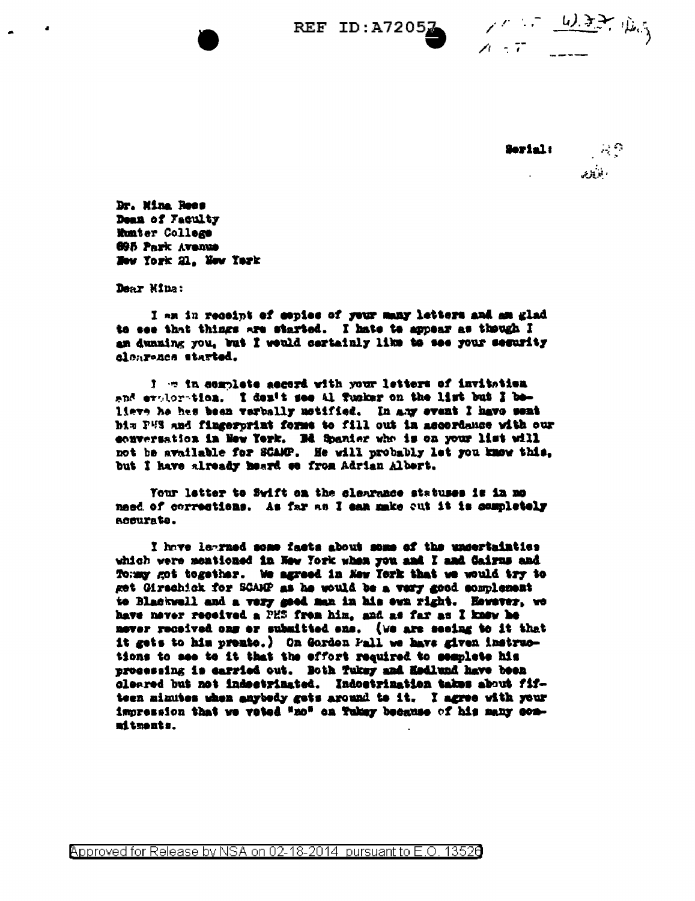REF ID:A72057

Serial:

Dr. Mina Rees
Dean of Faculty
Hunter College
695 Park Avenue
New York 21, New York

Dear Mina:

I am in receipt of copies of your many letters and am glad to see that things are started. I hate to appear as though I am dunning you, but I would certainly like to see your security clearance started.

I am in complete accord with your letters of invitation and exploration. I don't see Al Tucker on the list but I believe he has been verbally notified. In any event I have sent him PHS and fingerprint forms to fill out in accordance with our conversation in New York. Ed Spanier who is on your list will not be available for SCAMP. He will probably let you know this, but I have already heard so from Adrian Albert.

Your letter to Swift on the clearance statuses is in no need of corrections. As far as I can make out it is completely accurate.

I have learned some facts about some of the uncertainties which were mentioned in New York when you and I and Cairns and Tommy got together. We agreed in New York that we would try to get Girschick for SCAMP as he would be a very good complement to Blackwell and a very good man in his own right. However, we have never received a PHS from him, and as far as I know he never received one or submitted one. (We are seeing to it that it gets to him pronto.) On Gordon Pall we have given instructions to see to it that the effort required to complete his processing is carried out. Both Tukey and Hedlund have been cleared but not indoctrinated. Indoctrination takes about fifteen minutes when anybody gets around to it. I agree with your impression that we voted "no" on Tukey because of his many commitments.

Approved for Release by NSA on 02-18-2014 pursuant to E.O. 13526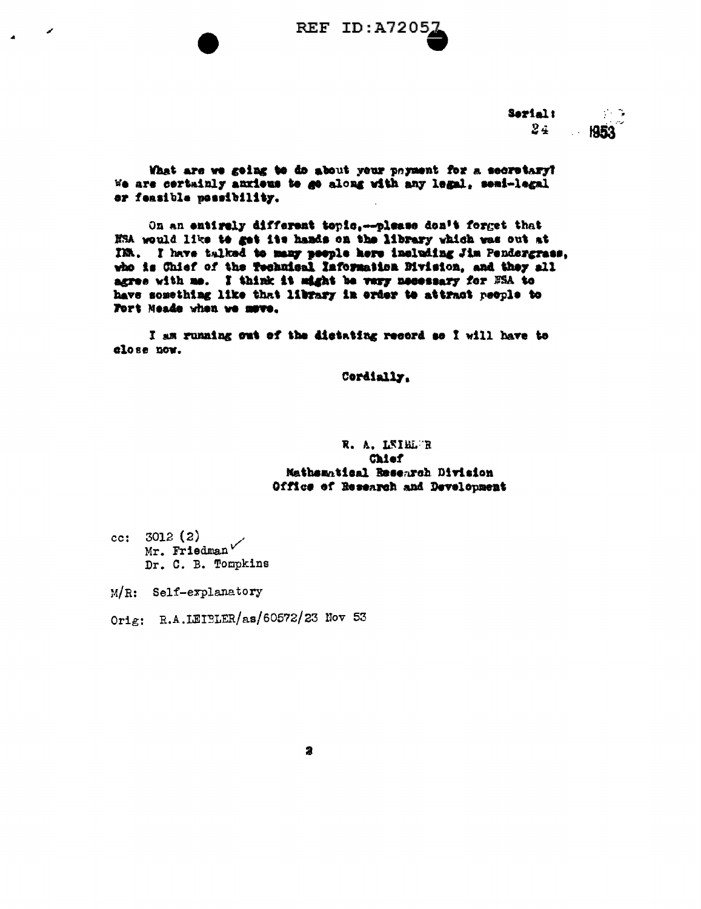Serial: 24 1953

What are we going to do about your payment for a secretary? We are certainly anxious to go along with any legal, semi-legal or feasible possibility.

On an entirely different topic,--please don't forget that NSA would like to get its hands on the library which was out at INA. I have talked to many people here including Jim Pendergrass, who is Chief of the Technical Information Division, and they all agree with me. I think it might be very necessary for NSA to have something like that library in order to attract people to Fort Meade when we move.

I am running out of the dictating record so I will have to close now.

Cordially,

R. A. LEIBLER
Chief
Mathematical Research Division
Office of Research and Development

cc: 3012 (2)
Mr. Friedman ✓
Dr. C. B. Tompkins

M/R: Self-explanatory

Orig: R.A.LEIBLER/as/60572/23 Nov 53